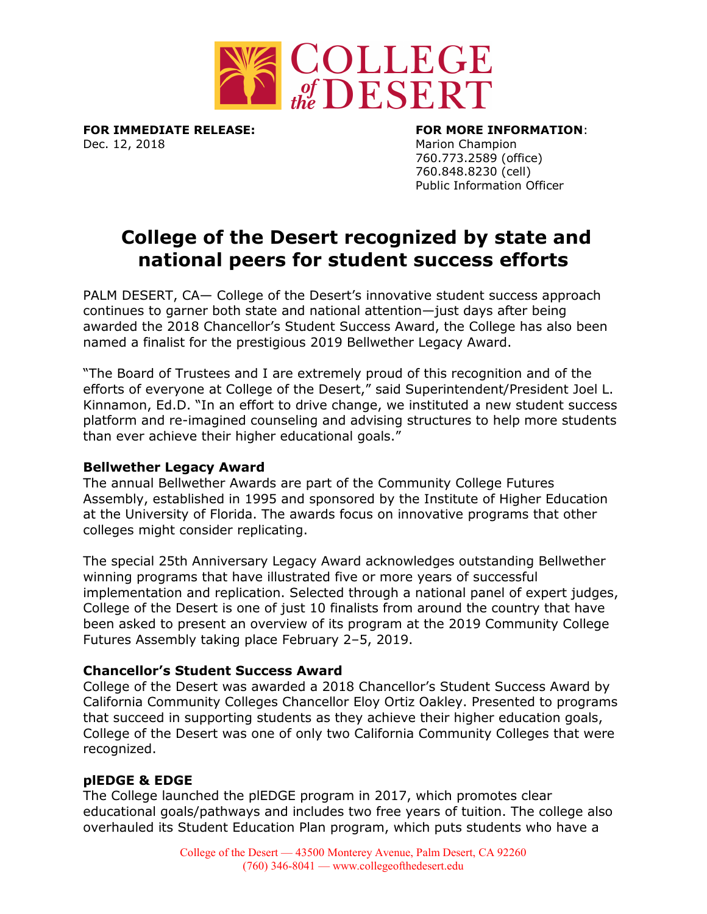**FOR IMMEDIATE RELEASE:**
Dec. 12, 2018

**FOR MORE INFORMATION**:
Marion Champion
760.773.2589 (office)
760.848.8230 (cell)
Public Information Officer

# College of the Desert recognized by state and national peers for student success efforts

PALM DESERT, CA— College of the Desert's innovative student success approach continues to garner both state and national attention—just days after being awarded the 2018 Chancellor's Student Success Award, the College has also been named a finalist for the prestigious 2019 Bellwether Legacy Award.

"The Board of Trustees and I are extremely proud of this recognition and of the efforts of everyone at College of the Desert," said Superintendent/President Joel L. Kinnamon, Ed.D. "In an effort to drive change, we instituted a new student success platform and re-imagined counseling and advising structures to help more students than ever achieve their higher educational goals."

### Bellwether Legacy Award

The annual Bellwether Awards are part of the Community College Futures Assembly, established in 1995 and sponsored by the Institute of Higher Education at the University of Florida. The awards focus on innovative programs that other colleges might consider replicating.

The special 25th Anniversary Legacy Award acknowledges outstanding Bellwether winning programs that have illustrated five or more years of successful implementation and replication. Selected through a national panel of expert judges, College of the Desert is one of just 10 finalists from around the country that have been asked to present an overview of its program at the 2019 Community College Futures Assembly taking place February 2–5, 2019.

### Chancellor's Student Success Award

College of the Desert was awarded a 2018 Chancellor's Student Success Award by California Community Colleges Chancellor Eloy Ortiz Oakley. Presented to programs that succeed in supporting students as they achieve their higher education goals, College of the Desert was one of only two California Community Colleges that were recognized.

### plEDGE & EDGE

The College launched the plEDGE program in 2017, which promotes clear educational goals/pathways and includes two free years of tuition. The college also overhauled its Student Education Plan program, which puts students who have a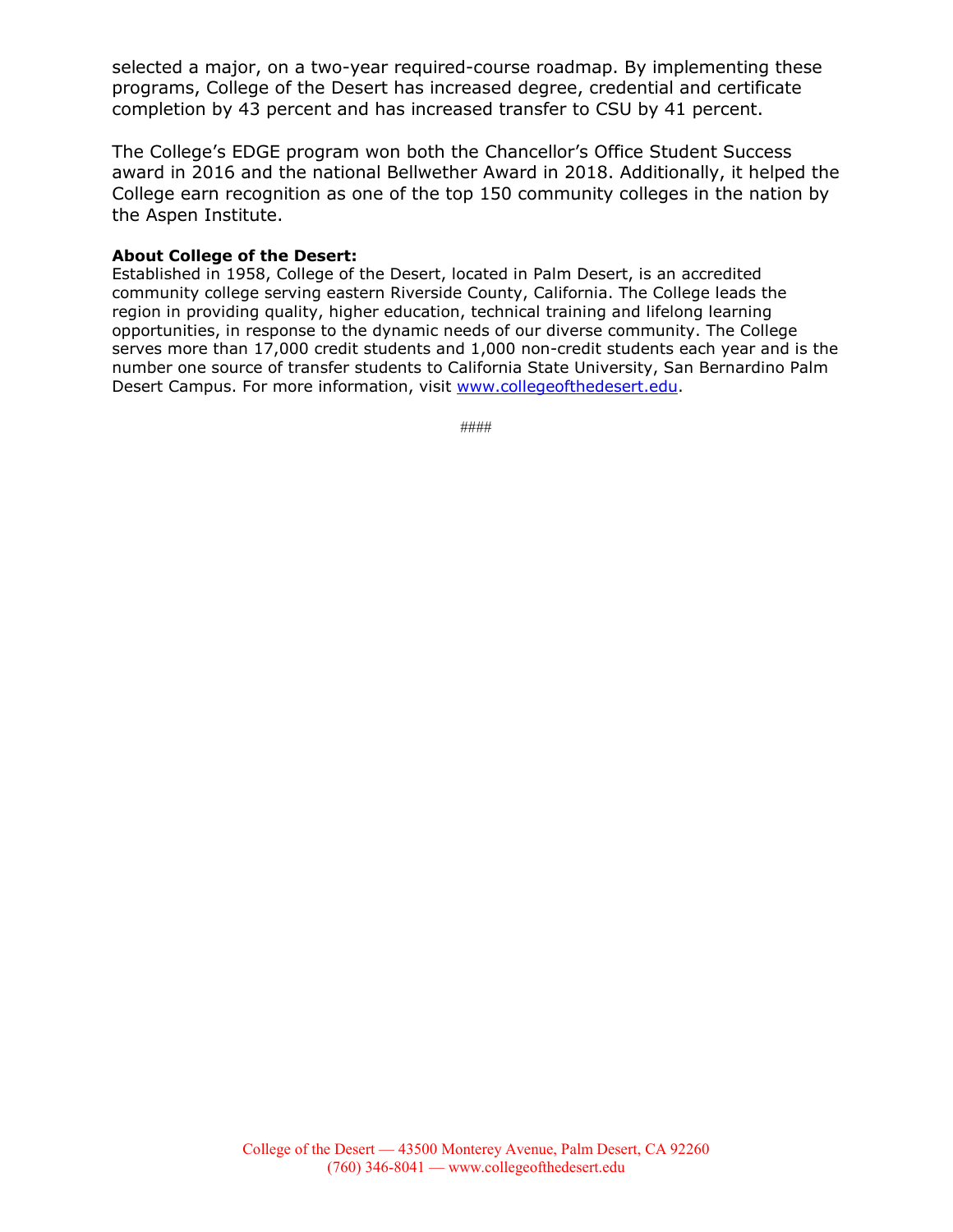selected a major, on a two-year required-course roadmap. By implementing these programs, College of the Desert has increased degree, credential and certificate completion by 43 percent and has increased transfer to CSU by 41 percent.

The College's EDGE program won both the Chancellor's Office Student Success award in 2016 and the national Bellwether Award in 2018. Additionally, it helped the College earn recognition as one of the top 150 community colleges in the nation by the Aspen Institute.

**About College of the Desert:**
Established in 1958, College of the Desert, located in Palm Desert, is an accredited community college serving eastern Riverside County, California. The College leads the region in providing quality, higher education, technical training and lifelong learning opportunities, in response to the dynamic needs of our diverse community. The College serves more than 17,000 credit students and 1,000 non-credit students each year and is the number one source of transfer students to California State University, San Bernardino Palm Desert Campus. For more information, visit www.collegeofthedesert.edu.

####